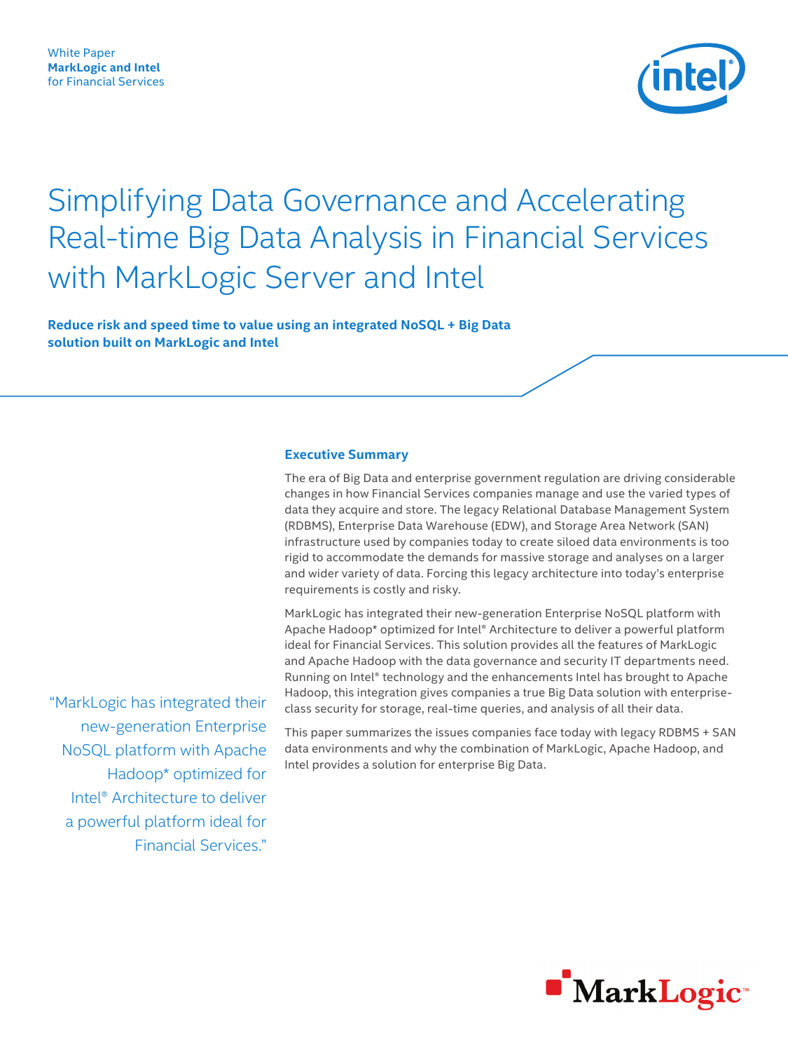White Paper
**MarkLogic and Intel**
for Financial Services

# Simplifying Data Governance and Accelerating Real-time Big Data Analysis in Financial Services with MarkLogic Server and Intel

**Reduce risk and speed time to value using an integrated NoSQL + Big Data solution built on MarkLogic and Intel**

## Executive Summary

The era of Big Data and enterprise government regulation are driving considerable changes in how Financial Services companies manage and use the varied types of data they acquire and store. The legacy Relational Database Management System (RDBMS), Enterprise Data Warehouse (EDW), and Storage Area Network (SAN) infrastructure used by companies today to create siloed data environments is too rigid to accommodate the demands for massive storage and analyses on a larger and wider variety of data. Forcing this legacy architecture into today's enterprise requirements is costly and risky.

MarkLogic has integrated their new-generation Enterprise NoSQL platform with Apache Hadoop* optimized for Intel® Architecture to deliver a powerful platform ideal for Financial Services. This solution provides all the features of MarkLogic and Apache Hadoop with the data governance and security IT departments need. Running on Intel® technology and the enhancements Intel has brought to Apache Hadoop, this integration gives companies a true Big Data solution with enterprise-class security for storage, real-time queries, and analysis of all their data.

This paper summarizes the issues companies face today with legacy RDBMS + SAN data environments and why the combination of MarkLogic, Apache Hadoop, and Intel provides a solution for enterprise Big Data.

> "MarkLogic has integrated their new-generation Enterprise NoSQL platform with Apache Hadoop* optimized for Intel® Architecture to deliver a powerful platform ideal for Financial Services."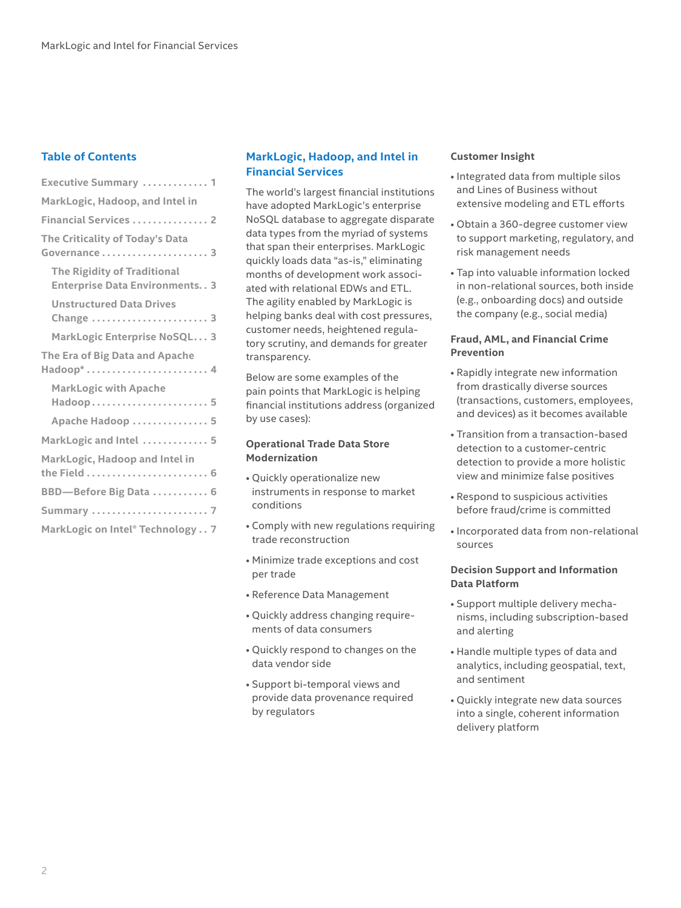## Table of Contents

| | |
|---|---|
| Executive Summary | 1 |
| MarkLogic, Hadoop, and Intel in Financial Services | 2 |
| The Criticality of Today's Data Governance | 3 |
| The Rigidity of Traditional Enterprise Data Environments | 3 |
| Unstructured Data Drives Change | 3 |
| MarkLogic Enterprise NoSQL | 3 |
| The Era of Big Data and Apache Hadoop* | 4 |
| MarkLogic with Apache Hadoop | 5 |
| Apache Hadoop | 5 |
| MarkLogic and Intel | 5 |
| MarkLogic, Hadoop and Intel in the Field | 6 |
| BBD—Before Big Data | 6 |
| Summary | 7 |
| MarkLogic on Intel® Technology | 7 |

## MarkLogic, Hadoop, and Intel in Financial Services

The world's largest financial institutions have adopted MarkLogic's enterprise NoSQL database to aggregate disparate data types from the myriad of systems that span their enterprises. MarkLogic quickly loads data "as-is," eliminating months of development work associated with relational EDWs and ETL. The agility enabled by MarkLogic is helping banks deal with cost pressures, customer needs, heightened regulatory scrutiny, and demands for greater transparency.

Below are some examples of the pain points that MarkLogic is helping financial institutions address (organized by use cases):

**Operational Trade Data Store Modernization**

- Quickly operationalize new instruments in response to market conditions
- Comply with new regulations requiring trade reconstruction
- Minimize trade exceptions and cost per trade
- Reference Data Management
- Quickly address changing requirements of data consumers
- Quickly respond to changes on the data vendor side
- Support bi-temporal views and provide data provenance required by regulators

**Customer Insight**

- Integrated data from multiple silos and Lines of Business without extensive modeling and ETL efforts
- Obtain a 360-degree customer view to support marketing, regulatory, and risk management needs
- Tap into valuable information locked in non-relational sources, both inside (e.g., onboarding docs) and outside the company (e.g., social media)

**Fraud, AML, and Financial Crime Prevention**

- Rapidly integrate new information from drastically diverse sources (transactions, customers, employees, and devices) as it becomes available
- Transition from a transaction-based detection to a customer-centric detection to provide a more holistic view and minimize false positives
- Respond to suspicious activities before fraud/crime is committed
- Incorporated data from non-relational sources

**Decision Support and Information Data Platform**

- Support multiple delivery mechanisms, including subscription-based and alerting
- Handle multiple types of data and analytics, including geospatial, text, and sentiment
- Quickly integrate new data sources into a single, coherent information delivery platform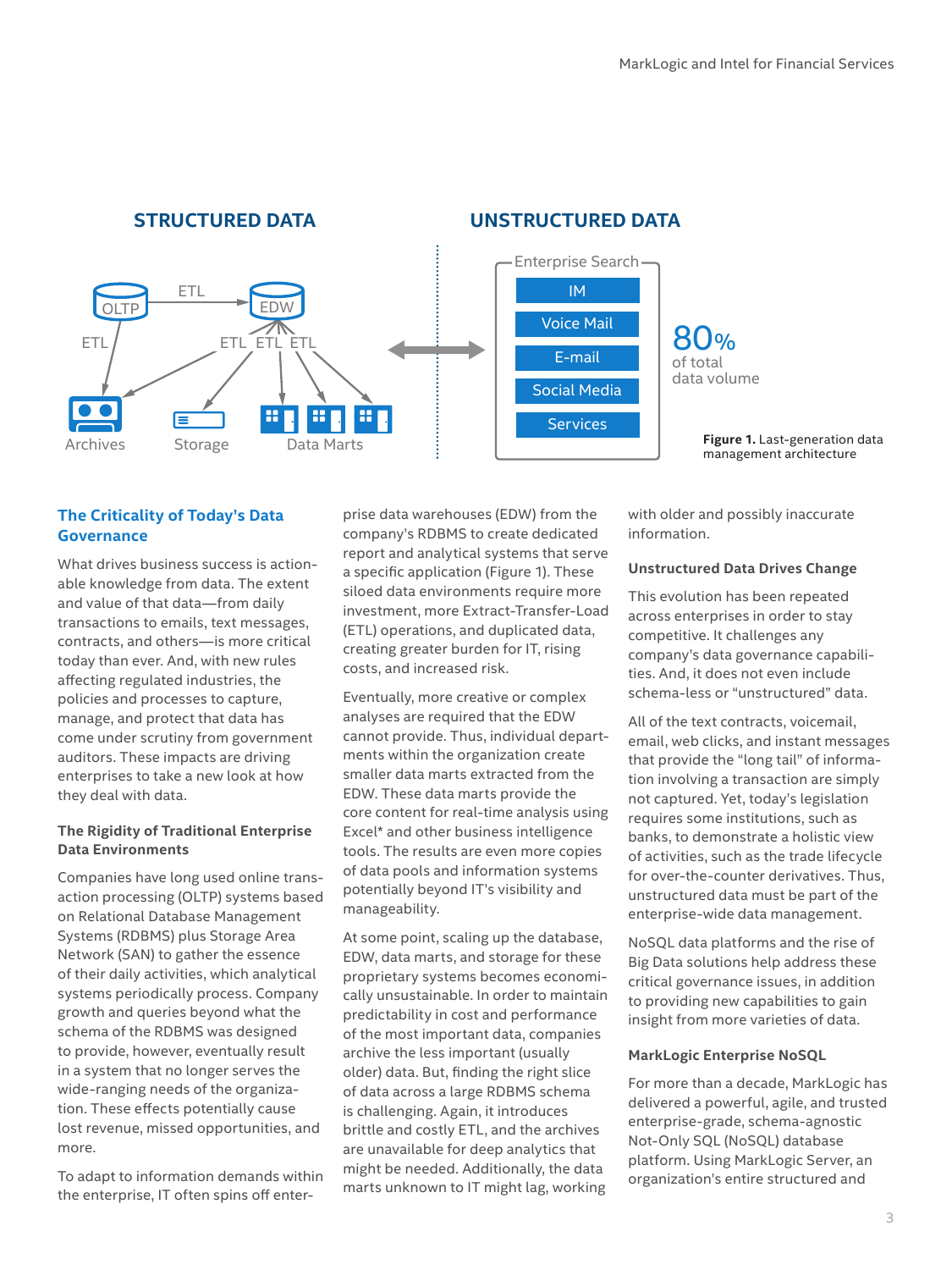STRUCTURED DATA

UNSTRUCTURED DATA

OLTP — ETL → EDW

ETL ETL ETL ETL

Archives Storage Data Marts

Enterprise Search

- IM
- Voice Mail
- E-mail
- Social Media
- Services

80% of total data volume

**Figure 1.** Last-generation data management architecture

## The Criticality of Today's Data Governance

What drives business success is actionable knowledge from data. The extent and value of that data—from daily transactions to emails, text messages, contracts, and others—is more critical today than ever. And, with new rules affecting regulated industries, the policies and processes to capture, manage, and protect that data has come under scrutiny from government auditors. These impacts are driving enterprises to take a new look at how they deal with data.

### The Rigidity of Traditional Enterprise Data Environments

Companies have long used online transaction processing (OLTP) systems based on Relational Database Management Systems (RDBMS) plus Storage Area Network (SAN) to gather the essence of their daily activities, which analytical systems periodically process. Company growth and queries beyond what the schema of the RDBMS was designed to provide, however, eventually result in a system that no longer serves the wide-ranging needs of the organization. These effects potentially cause lost revenue, missed opportunities, and more.

To adapt to information demands within the enterprise, IT often spins off enterprise data warehouses (EDW) from the company's RDBMS to create dedicated report and analytical systems that serve a specific application (Figure 1). These siloed data environments require more investment, more Extract-Transfer-Load (ETL) operations, and duplicated data, creating greater burden for IT, rising costs, and increased risk.

Eventually, more creative or complex analyses are required that the EDW cannot provide. Thus, individual departments within the organization create smaller data marts extracted from the EDW. These data marts provide the core content for real-time analysis using Excel* and other business intelligence tools. The results are even more copies of data pools and information systems potentially beyond IT's visibility and manageability.

At some point, scaling up the database, EDW, data marts, and storage for these proprietary systems becomes economically unsustainable. In order to maintain predictability in cost and performance of the most important data, companies archive the less important (usually older) data. But, finding the right slice of data across a large RDBMS schema is challenging. Again, it introduces brittle and costly ETL, and the archives are unavailable for deep analytics that might be needed. Additionally, the data marts unknown to IT might lag, working with older and possibly inaccurate information.

### Unstructured Data Drives Change

This evolution has been repeated across enterprises in order to stay competitive. It challenges any company's data governance capabilities. And, it does not even include schema-less or "unstructured" data.

All of the text contracts, voicemail, email, web clicks, and instant messages that provide the "long tail" of information involving a transaction are simply not captured. Yet, today's legislation requires some institutions, such as banks, to demonstrate a holistic view of activities, such as the trade lifecycle for over-the-counter derivatives. Thus, unstructured data must be part of the enterprise-wide data management.

NoSQL data platforms and the rise of Big Data solutions help address these critical governance issues, in addition to providing new capabilities to gain insight from more varieties of data.

### MarkLogic Enterprise NoSQL

For more than a decade, MarkLogic has delivered a powerful, agile, and trusted enterprise-grade, schema-agnostic Not-Only SQL (NoSQL) database platform. Using MarkLogic Server, an organization's entire structured and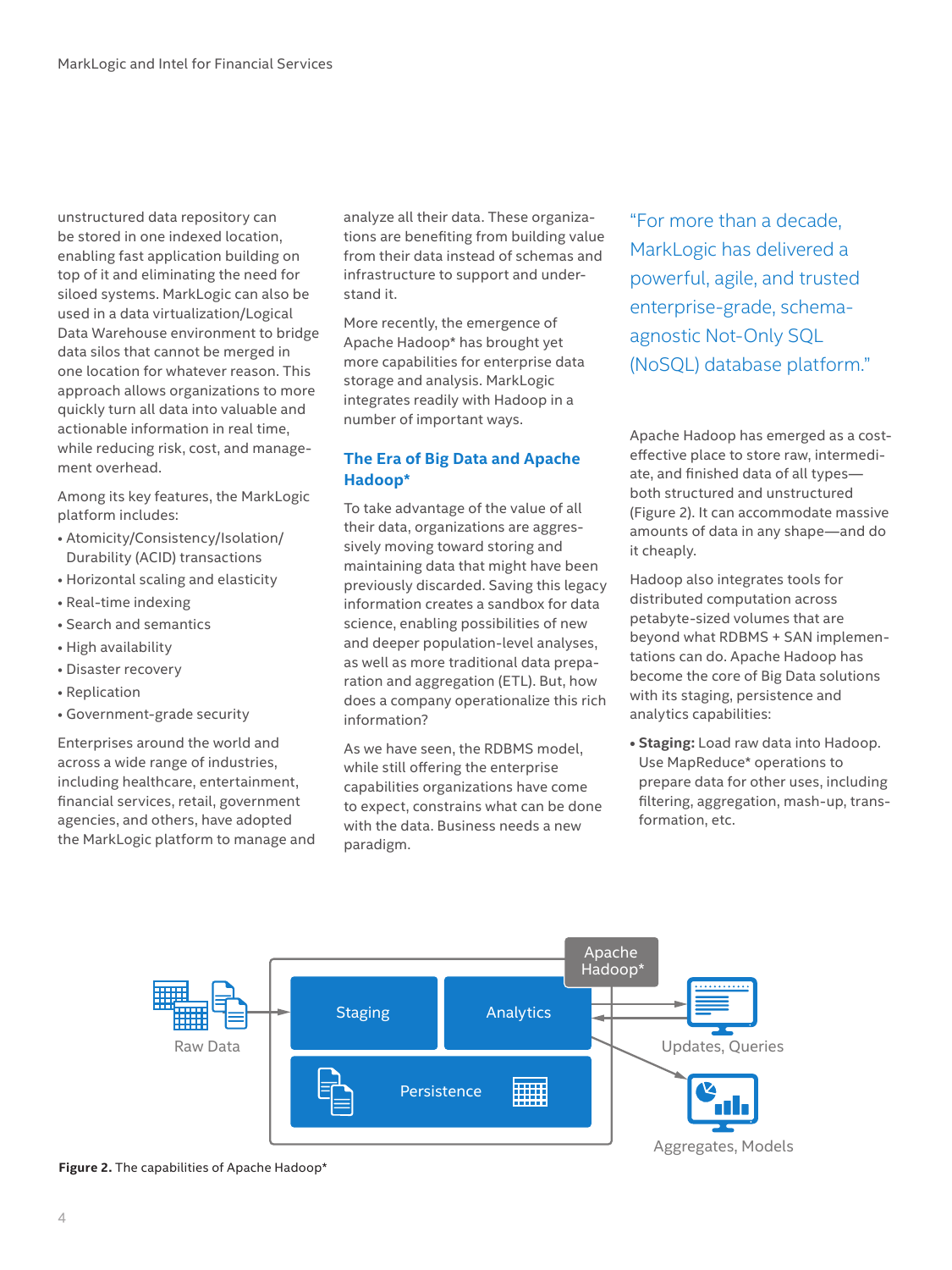unstructured data repository can be stored in one indexed location, enabling fast application building on top of it and eliminating the need for siloed systems. MarkLogic can also be used in a data virtualization/Logical Data Warehouse environment to bridge data silos that cannot be merged in one location for whatever reason. This approach allows organizations to more quickly turn all data into valuable and actionable information in real time, while reducing risk, cost, and management overhead.

Among its key features, the MarkLogic platform includes:

- Atomicity/Consistency/Isolation/Durability (ACID) transactions
- Horizontal scaling and elasticity
- Real-time indexing
- Search and semantics
- High availability
- Disaster recovery
- Replication
- Government-grade security

Enterprises around the world and across a wide range of industries, including healthcare, entertainment, financial services, retail, government agencies, and others, have adopted the MarkLogic platform to manage and analyze all their data. These organizations are benefiting from building value from their data instead of schemas and infrastructure to support and understand it.

More recently, the emergence of Apache Hadoop* has brought yet more capabilities for enterprise data storage and analysis. MarkLogic integrates readily with Hadoop in a number of important ways.

## The Era of Big Data and Apache Hadoop*

To take advantage of the value of all their data, organizations are aggressively moving toward storing and maintaining data that might have been previously discarded. Saving this legacy information creates a sandbox for data science, enabling possibilities of new and deeper population-level analyses, as well as more traditional data preparation and aggregation (ETL). But, how does a company operationalize this rich information?

As we have seen, the RDBMS model, while still offering the enterprise capabilities organizations have come to expect, constrains what can be done with the data. Business needs a new paradigm.

> "For more than a decade, MarkLogic has delivered a powerful, agile, and trusted enterprise-grade, schema-agnostic Not-Only SQL (NoSQL) database platform."

Apache Hadoop has emerged as a cost-effective place to store raw, intermediate, and finished data of all types—both structured and unstructured (Figure 2). It can accommodate massive amounts of data in any shape—and do it cheaply.

Hadoop also integrates tools for distributed computation across petabyte-sized volumes that are beyond what RDBMS + SAN implementations can do. Apache Hadoop has become the core of Big Data solutions with its staging, persistence and analytics capabilities:

- **Staging:** Load raw data into Hadoop. Use MapReduce* operations to prepare data for other uses, including filtering, aggregation, mash-up, transformation, etc.

**Figure 2.** The capabilities of Apache Hadoop*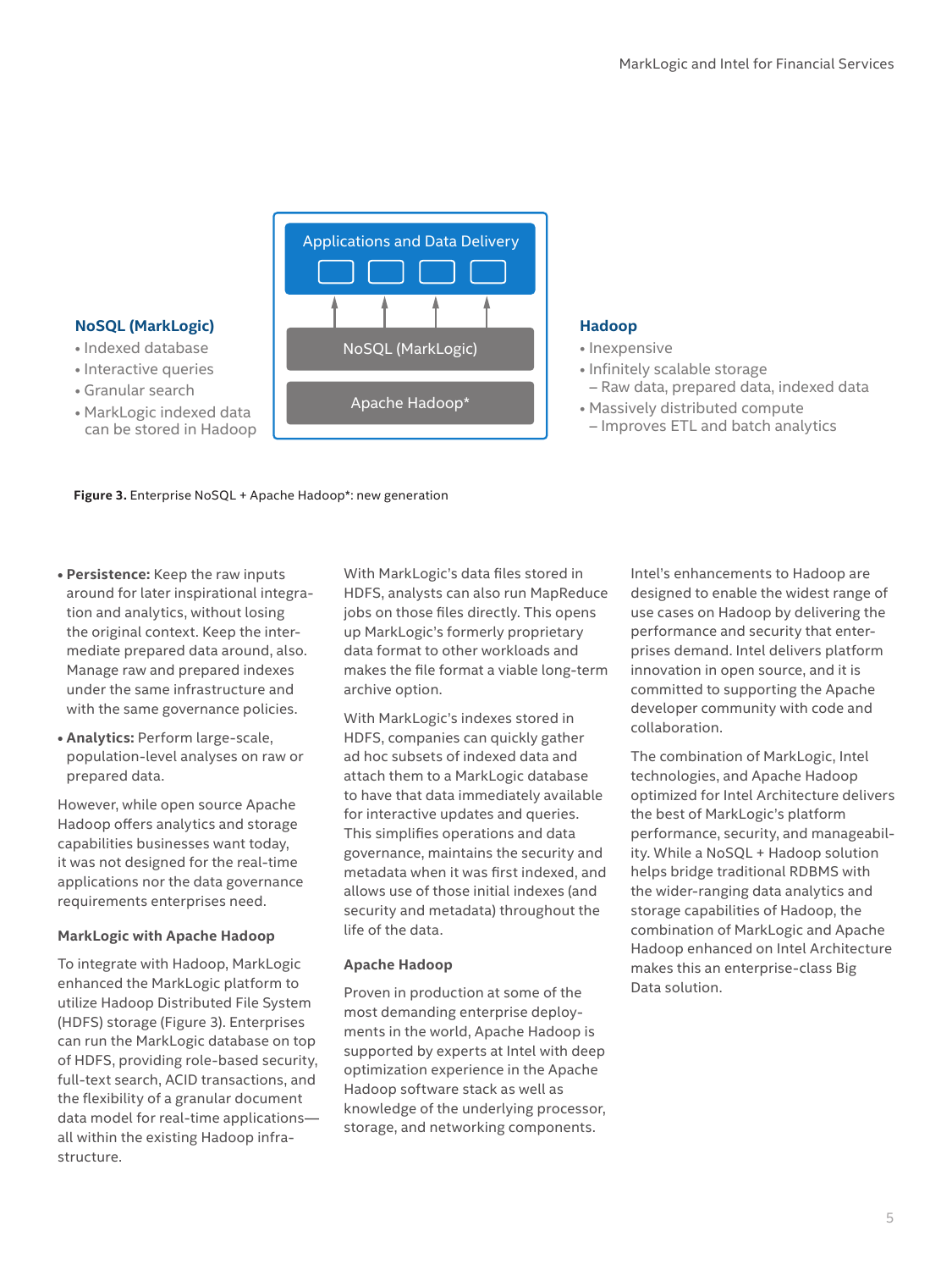**NoSQL (MarkLogic)**

- Indexed database
- Interactive queries
- Granular search
- MarkLogic indexed data can be stored in Hadoop

Applications and Data Delivery

NoSQL (MarkLogic)

Apache Hadoop*

**Hadoop**

- Inexpensive
- Infinitely scalable storage
  – Raw data, prepared data, indexed data
- Massively distributed compute
  – Improves ETL and batch analytics

**Figure 3.** Enterprise NoSQL + Apache Hadoop*: new generation

- **Persistence:** Keep the raw inputs around for later inspirational integration and analytics, without losing the original context. Keep the intermediate prepared data around, also. Manage raw and prepared indexes under the same infrastructure and with the same governance policies.
- **Analytics:** Perform large-scale, population-level analyses on raw or prepared data.

However, while open source Apache Hadoop offers analytics and storage capabilities businesses want today, it was not designed for the real-time applications nor the data governance requirements enterprises need.

### MarkLogic with Apache Hadoop

To integrate with Hadoop, MarkLogic enhanced the MarkLogic platform to utilize Hadoop Distributed File System (HDFS) storage (Figure 3). Enterprises can run the MarkLogic database on top of HDFS, providing role-based security, full-text search, ACID transactions, and the flexibility of a granular document data model for real-time applications—all within the existing Hadoop infrastructure.

With MarkLogic's data files stored in HDFS, analysts can also run MapReduce jobs on those files directly. This opens up MarkLogic's formerly proprietary data format to other workloads and makes the file format a viable long-term archive option.

With MarkLogic's indexes stored in HDFS, companies can quickly gather ad hoc subsets of indexed data and attach them to a MarkLogic database to have that data immediately available for interactive updates and queries. This simplifies operations and data governance, maintains the security and metadata when it was first indexed, and allows use of those initial indexes (and security and metadata) throughout the life of the data.

### Apache Hadoop

Proven in production at some of the most demanding enterprise deployments in the world, Apache Hadoop is supported by experts at Intel with deep optimization experience in the Apache Hadoop software stack as well as knowledge of the underlying processor, storage, and networking components.

Intel's enhancements to Hadoop are designed to enable the widest range of use cases on Hadoop by delivering the performance and security that enterprises demand. Intel delivers platform innovation in open source, and it is committed to supporting the Apache developer community with code and collaboration.

The combination of MarkLogic, Intel technologies, and Apache Hadoop optimized for Intel Architecture delivers the best of MarkLogic's platform performance, security, and manageability. While a NoSQL + Hadoop solution helps bridge traditional RDBMS with the wider-ranging data analytics and storage capabilities of Hadoop, the combination of MarkLogic and Apache Hadoop enhanced on Intel Architecture makes this an enterprise-class Big Data solution.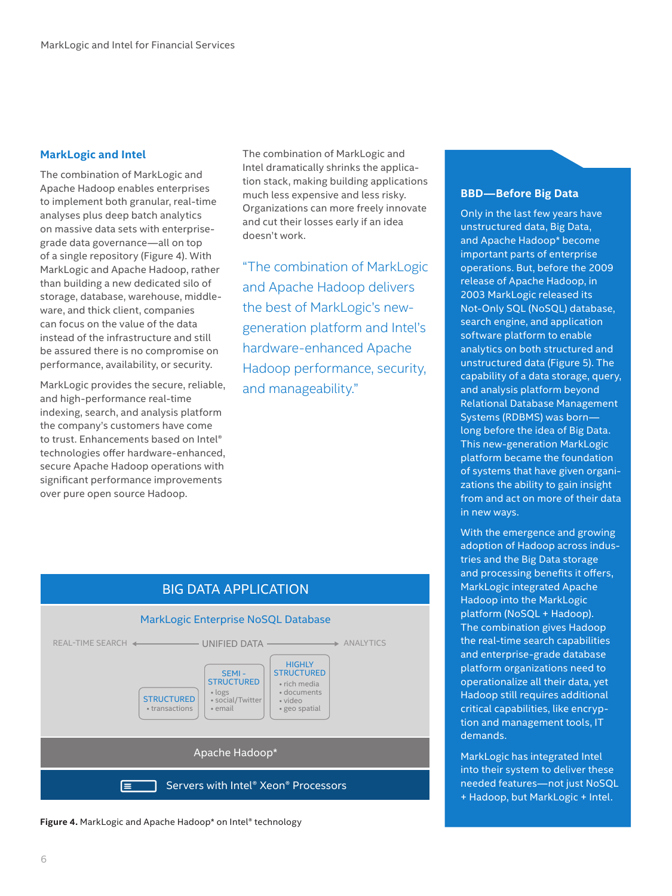## MarkLogic and Intel

The combination of MarkLogic and Apache Hadoop enables enterprises to implement both granular, real-time analyses plus deep batch analytics on massive data sets with enterprise-grade data governance—all on top of a single repository (Figure 4). With MarkLogic and Apache Hadoop, rather than building a new dedicated silo of storage, database, warehouse, middleware, and thick client, companies can focus on the value of the data instead of the infrastructure and still be assured there is no compromise on performance, availability, or security.

MarkLogic provides the secure, reliable, and high-performance real-time indexing, search, and analysis platform the company's customers have come to trust. Enhancements based on Intel® technologies offer hardware-enhanced, secure Apache Hadoop operations with significant performance improvements over pure open source Hadoop.

The combination of MarkLogic and Intel dramatically shrinks the application stack, making building applications much less expensive and less risky. Organizations can more freely innovate and cut their losses early if an idea doesn't work.

> "The combination of MarkLogic and Apache Hadoop delivers the best of MarkLogic's new-generation platform and Intel's hardware-enhanced Apache Hadoop performance, security, and manageability."

BIG DATA APPLICATION

MarkLogic Enterprise NoSQL Database

REAL-TIME SEARCH ← UNIFIED DATA → ANALYTICS

STRUCTURED
- transactions

SEMI-STRUCTURED
- logs
- social/Twitter
- email

HIGHLY STRUCTURED
- rich media
- documents
- video
- geo spatial

Apache Hadoop*

Servers with Intel® Xeon® Processors

**Figure 4.** MarkLogic and Apache Hadoop* on Intel® technology

### BBD—Before Big Data

Only in the last few years have unstructured data, Big Data, and Apache Hadoop* become important parts of enterprise operations. But, before the 2009 release of Apache Hadoop, in 2003 MarkLogic released its Not-Only SQL (NoSQL) database, search engine, and application software platform to enable analytics on both structured and unstructured data (Figure 5). The capability of a data storage, query, and analysis platform beyond Relational Database Management Systems (RDBMS) was born—long before the idea of Big Data. This new-generation MarkLogic platform became the foundation of systems that have given organizations the ability to gain insight from and act on more of their data in new ways.

With the emergence and growing adoption of Hadoop across industries and the Big Data storage and processing benefits it offers, MarkLogic integrated Apache Hadoop into the MarkLogic platform (NoSQL + Hadoop). The combination gives Hadoop the real-time search capabilities and enterprise-grade database platform organizations need to operationalize all their data, yet Hadoop still requires additional critical capabilities, like encryption and management tools, IT demands.

MarkLogic has integrated Intel into their system to deliver these needed features—not just NoSQL + Hadoop, but MarkLogic + Intel.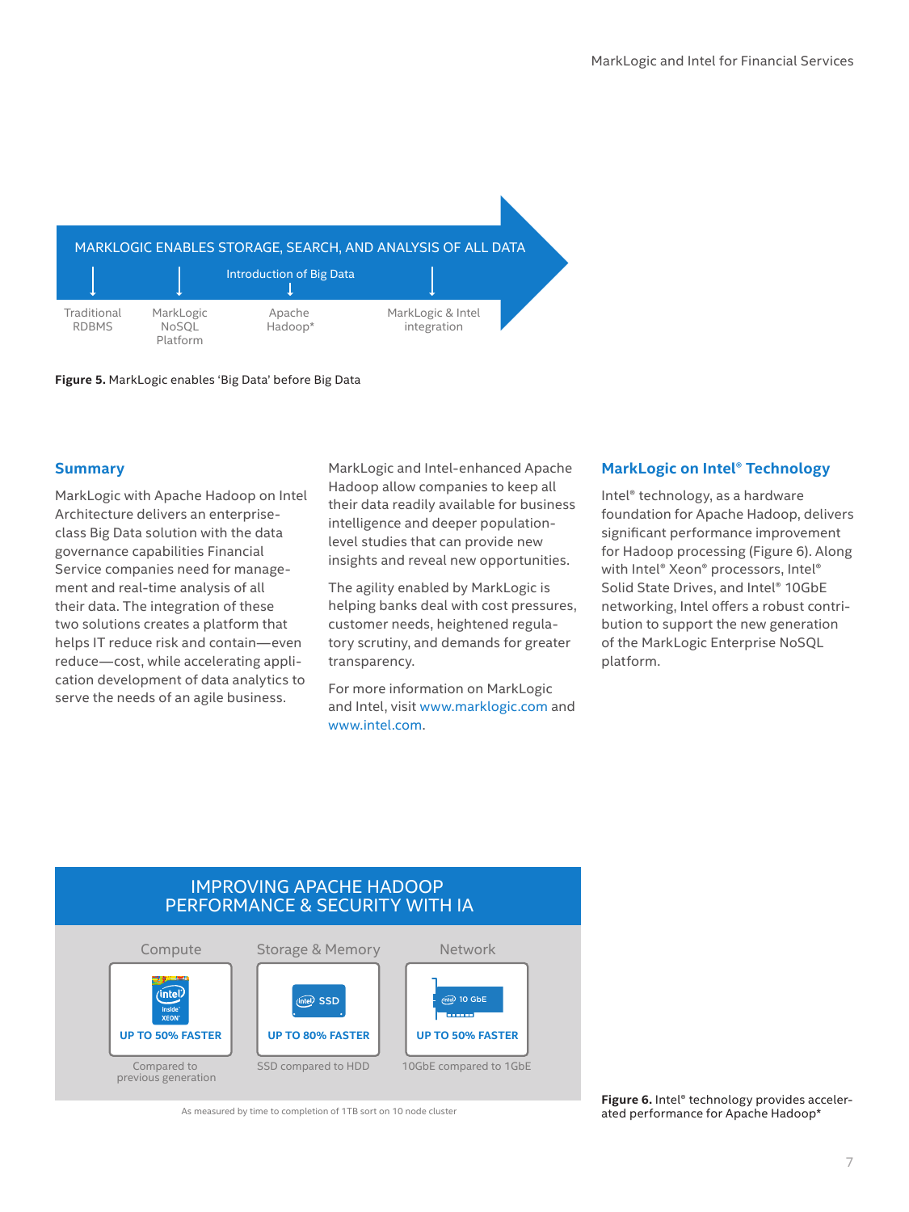MARKLOGIC ENABLES STORAGE, SEARCH, AND ANALYSIS OF ALL DATA

Introduction of Big Data

Traditional RDBMS | MarkLogic NoSQL Platform | Apache Hadoop* | MarkLogic & Intel integration

**Figure 5.** MarkLogic enables 'Big Data' before Big Data

## Summary

MarkLogic with Apache Hadoop on Intel Architecture delivers an enterprise-class Big Data solution with the data governance capabilities Financial Service companies need for management and real-time analysis of all their data. The integration of these two solutions creates a platform that helps IT reduce risk and contain—even reduce—cost, while accelerating application development of data analytics to serve the needs of an agile business.

MarkLogic and Intel-enhanced Apache Hadoop allow companies to keep all their data readily available for business intelligence and deeper population-level studies that can provide new insights and reveal new opportunities.

The agility enabled by MarkLogic is helping banks deal with cost pressures, customer needs, heightened regulatory scrutiny, and demands for greater transparency.

For more information on MarkLogic and Intel, visit www.marklogic.com and www.intel.com.

## MarkLogic on Intel® Technology

Intel® technology, as a hardware foundation for Apache Hadoop, delivers significant performance improvement for Hadoop processing (Figure 6). Along with Intel® Xeon® processors, Intel® Solid State Drives, and Intel® 10GbE networking, Intel offers a robust contribution to support the new generation of the MarkLogic Enterprise NoSQL platform.

IMPROVING APACHE HADOOP PERFORMANCE & SECURITY WITH IA

| Compute | Storage & Memory | Network |
| --- | --- | --- |
| UP TO 50% FASTER | UP TO 80% FASTER | UP TO 50% FASTER |
| Compared to previous generation | SSD compared to HDD | 10GbE compared to 1GbE |

As measured by time to completion of 1TB sort on 10 node cluster

**Figure 6.** Intel® technology provides accelerated performance for Apache Hadoop*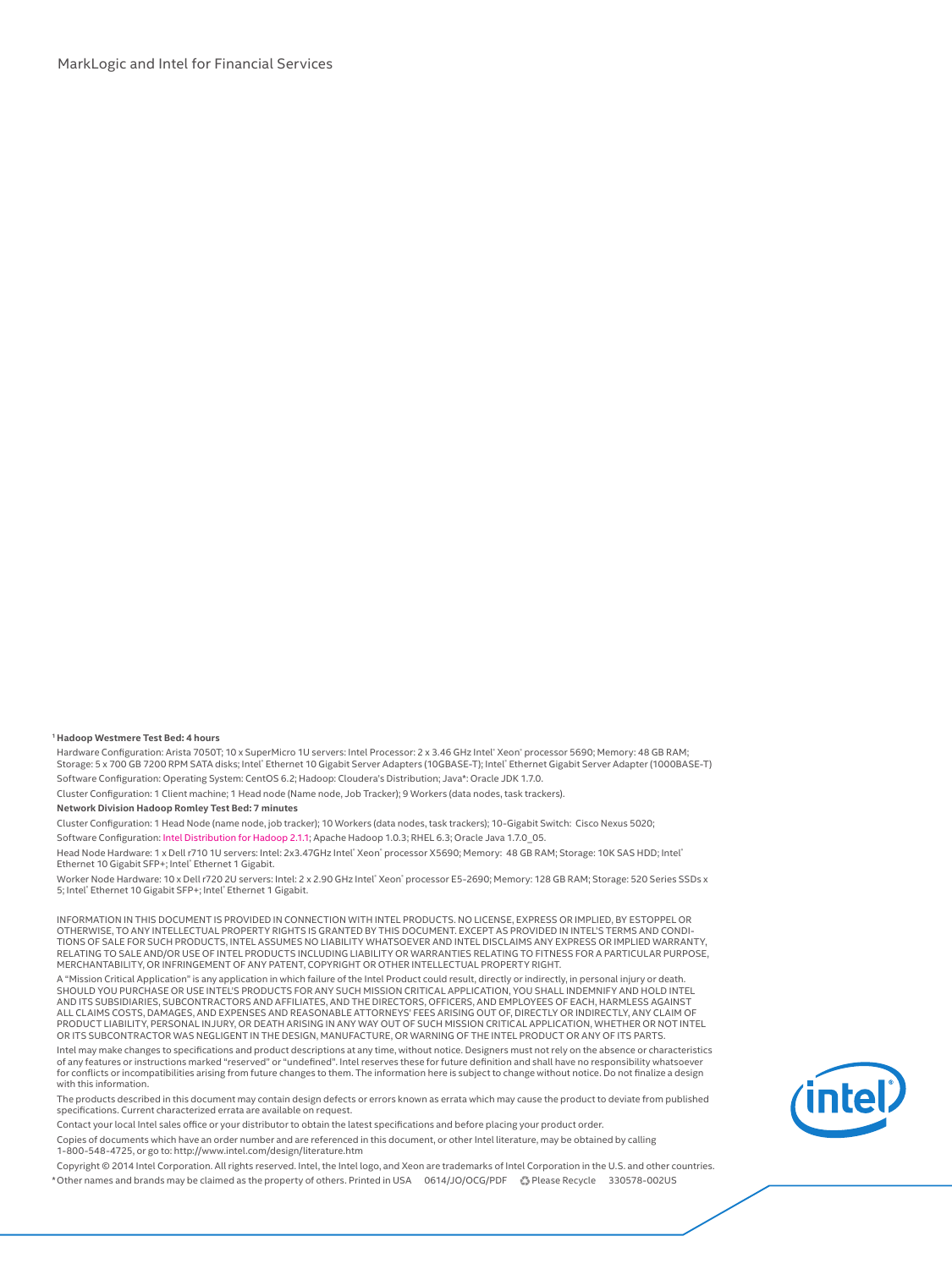[1] **Hadoop Westmere Test Bed: 4 hours**

Hardware Configuration: Arista 7050T; 10 x SuperMicro 1U servers: Intel Processor: 2 x 3.46 GHz Intel® Xeon® processor 5690; Memory: 48 GB RAM; Storage: 5 x 700 GB 7200 RPM SATA disks; Intel® Ethernet 10 Gigabit Server Adapters (10GBASE-T); Intel® Ethernet Gigabit Server Adapter (1000BASE-T)

Software Configuration: Operating System: CentOS 6.2; Hadoop: Cloudera's Distribution; Java*: Oracle JDK 1.7.0.

Cluster Configuration: 1 Client machine; 1 Head node (Name node, Job Tracker); 9 Workers (data nodes, task trackers).

**Network Division Hadoop Romley Test Bed: 7 minutes**

Cluster Configuration: 1 Head Node (name node, job tracker); 10 Workers (data nodes, task trackers); 10-Gigabit Switch: Cisco Nexus 5020;

Software Configuration: Intel Distribution for Hadoop 2.1.1; Apache Hadoop 1.0.3; RHEL 6.3; Oracle Java 1.7.0_05.

Head Node Hardware: 1 x Dell r710 1U servers: Intel: 2x3.47GHz Intel® Xeon® processor X5690; Memory: 48 GB RAM; Storage: 10K SAS HDD; Intel® Ethernet 10 Gigabit SFP+; Intel® Ethernet 1 Gigabit.

Worker Node Hardware: 10 x Dell r720 2U servers: Intel: 2 x 2.90 GHz Intel® Xeon® processor E5-2690; Memory: 128 GB RAM; Storage: 520 Series SSDs x 5; Intel® Ethernet 10 Gigabit SFP+; Intel® Ethernet 1 Gigabit.

INFORMATION IN THIS DOCUMENT IS PROVIDED IN CONNECTION WITH INTEL PRODUCTS. NO LICENSE, EXPRESS OR IMPLIED, BY ESTOPPEL OR OTHERWISE, TO ANY INTELLECTUAL PROPERTY RIGHTS IS GRANTED BY THIS DOCUMENT. EXCEPT AS PROVIDED IN INTEL'S TERMS AND CONDITIONS OF SALE FOR SUCH PRODUCTS, INTEL ASSUMES NO LIABILITY WHATSOEVER AND INTEL DISCLAIMS ANY EXPRESS OR IMPLIED WARRANTY, RELATING TO SALE AND/OR USE OF INTEL PRODUCTS INCLUDING LIABILITY OR WARRANTIES RELATING TO FITNESS FOR A PARTICULAR PURPOSE, MERCHANTABILITY, OR INFRINGEMENT OF ANY PATENT, COPYRIGHT OR OTHER INTELLECTUAL PROPERTY RIGHT.

A "Mission Critical Application" is any application in which failure of the Intel Product could result, directly or indirectly, in personal injury or death. SHOULD YOU PURCHASE OR USE INTEL'S PRODUCTS FOR ANY SUCH MISSION CRITICAL APPLICATION, YOU SHALL INDEMNIFY AND HOLD INTEL AND ITS SUBSIDIARIES, SUBCONTRACTORS AND AFFILIATES, AND THE DIRECTORS, OFFICERS, AND EMPLOYEES OF EACH, HARMLESS AGAINST ALL CLAIMS COSTS, DAMAGES, AND EXPENSES AND REASONABLE ATTORNEYS' FEES ARISING OUT OF, DIRECTLY OR INDIRECTLY, ANY CLAIM OF PRODUCT LIABILITY, PERSONAL INJURY, OR DEATH ARISING IN ANY WAY OUT OF SUCH MISSION CRITICAL APPLICATION, WHETHER OR NOT INTEL OR ITS SUBCONTRACTOR WAS NEGLIGENT IN THE DESIGN, MANUFACTURE, OR WARNING OF THE INTEL PRODUCT OR ANY OF ITS PARTS.

Intel may make changes to specifications and product descriptions at any time, without notice. Designers must not rely on the absence or characteristics of any features or instructions marked "reserved" or "undefined". Intel reserves these for future definition and shall have no responsibility whatsoever for conflicts or incompatibilities arising from future changes to them. The information here is subject to change without notice. Do not finalize a design with this information.

The products described in this document may contain design defects or errors known as errata which may cause the product to deviate from published specifications. Current characterized errata are available on request.

Contact your local Intel sales office or your distributor to obtain the latest specifications and before placing your product order.

Copies of documents which have an order number and are referenced in this document, or other Intel literature, may be obtained by calling 1-800-548-4725, or go to: http://www.intel.com/design/literature.htm

Copyright © 2014 Intel Corporation. All rights reserved. Intel, the Intel logo, and Xeon are trademarks of Intel Corporation in the U.S. and other countries.

*Other names and brands may be claimed as the property of others. Printed in USA 0614/JO/OCG/PDF Please Recycle 330578-002US